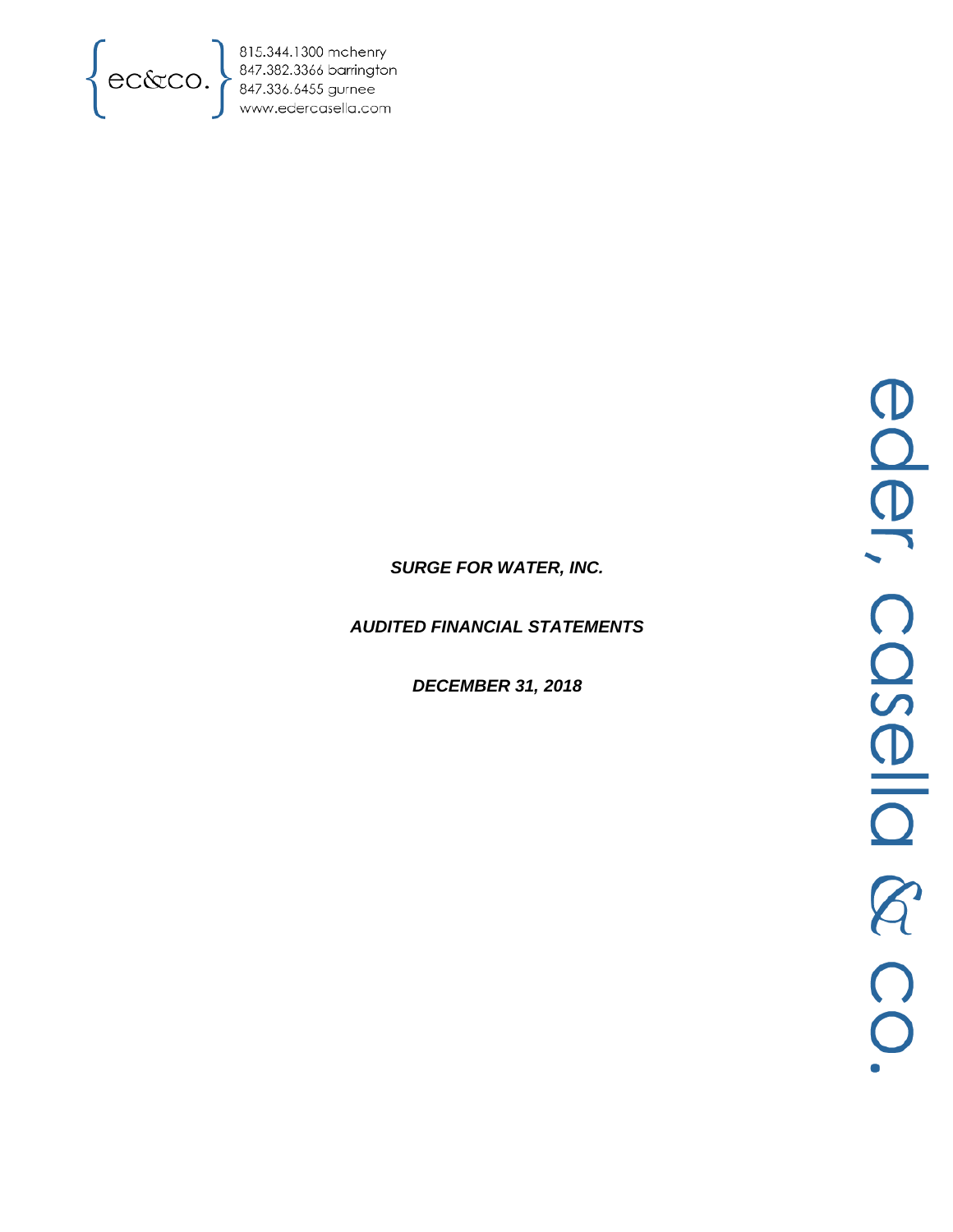{ec&co.}

815.344.1300 mchenry
847.382.3366 barrington
847.336.6455 gurnee
www.edercasella.com

***SURGE FOR WATER, INC.***

***AUDITED FINANCIAL STATEMENTS***

***DECEMBER 31, 2018***

eder, casella & co.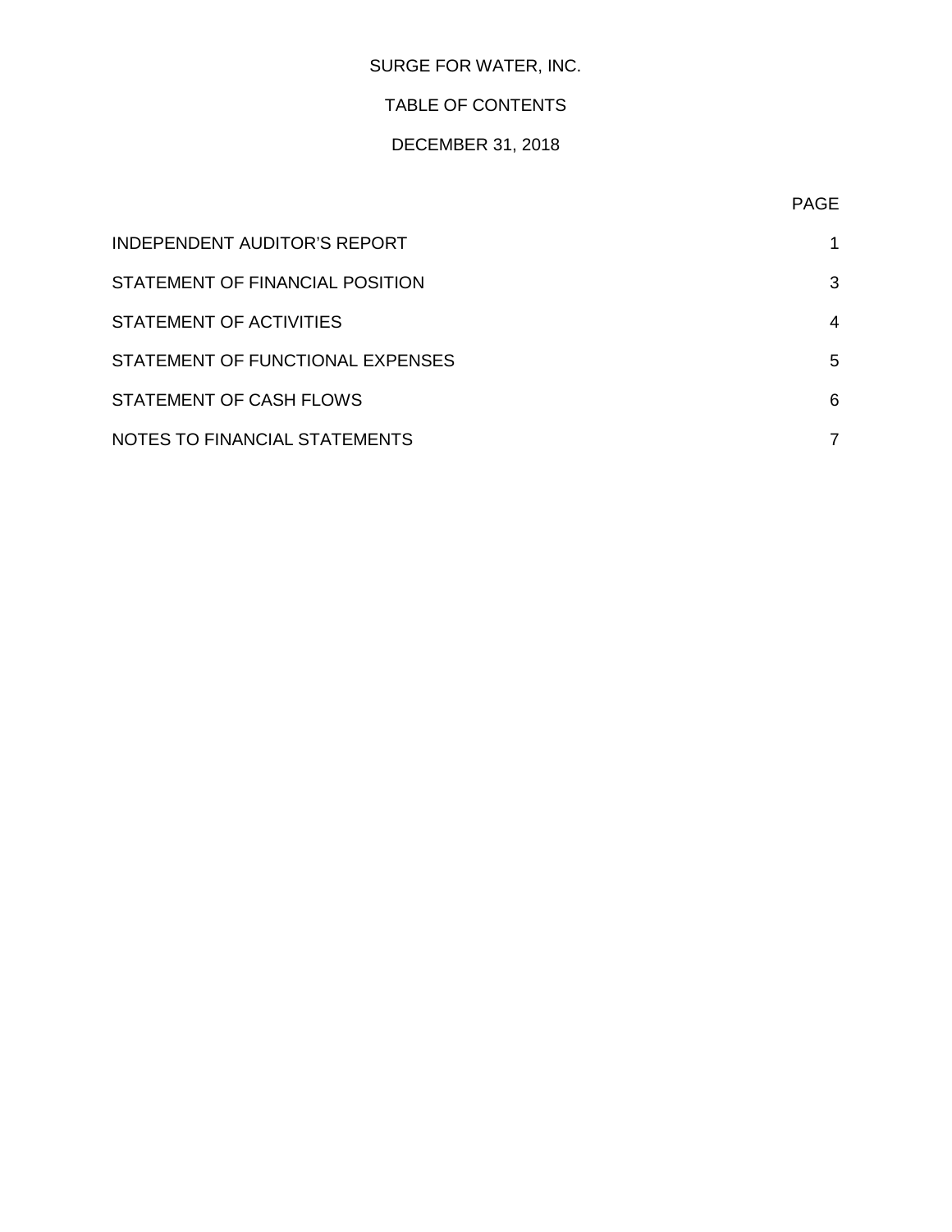# SURGE FOR WATER, INC.

## TABLE OF CONTENTS

### DECEMBER 31, 2018

| | PAGE |
|---|---|
| INDEPENDENT AUDITOR'S REPORT | 1 |
| STATEMENT OF FINANCIAL POSITION | 3 |
| STATEMENT OF ACTIVITIES | 4 |
| STATEMENT OF FUNCTIONAL EXPENSES | 5 |
| STATEMENT OF CASH FLOWS | 6 |
| NOTES TO FINANCIAL STATEMENTS | 7 |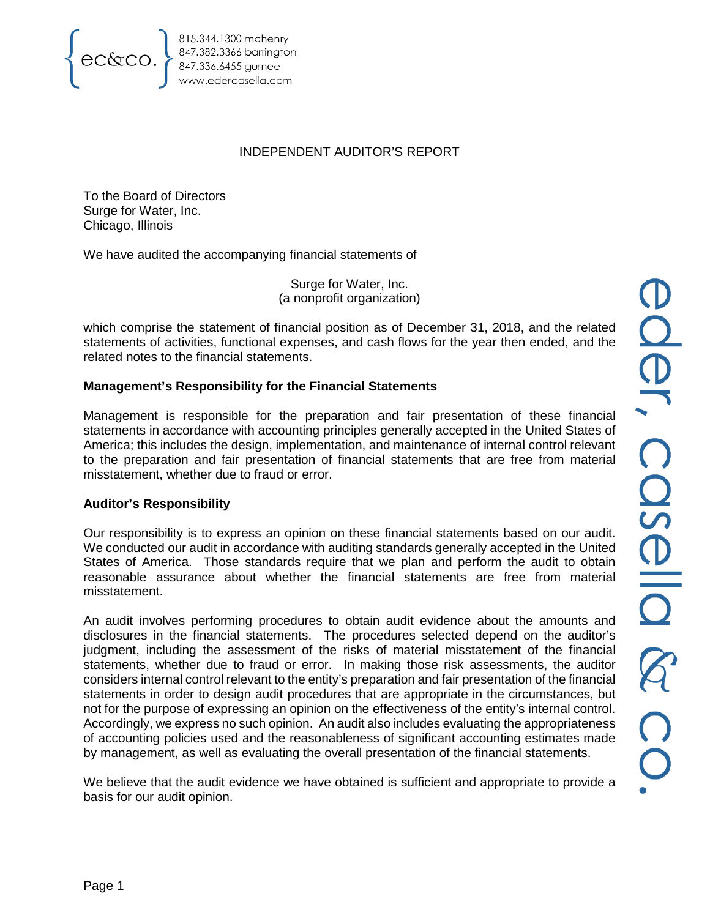# INDEPENDENT AUDITOR'S REPORT

To the Board of Directors
Surge for Water, Inc.
Chicago, Illinois

We have audited the accompanying financial statements of

Surge for Water, Inc.
(a nonprofit organization)

which comprise the statement of financial position as of December 31, 2018, and the related statements of activities, functional expenses, and cash flows for the year then ended, and the related notes to the financial statements.

**Management's Responsibility for the Financial Statements**

Management is responsible for the preparation and fair presentation of these financial statements in accordance with accounting principles generally accepted in the United States of America; this includes the design, implementation, and maintenance of internal control relevant to the preparation and fair presentation of financial statements that are free from material misstatement, whether due to fraud or error.

**Auditor's Responsibility**

Our responsibility is to express an opinion on these financial statements based on our audit. We conducted our audit in accordance with auditing standards generally accepted in the United States of America. Those standards require that we plan and perform the audit to obtain reasonable assurance about whether the financial statements are free from material misstatement.

An audit involves performing procedures to obtain audit evidence about the amounts and disclosures in the financial statements. The procedures selected depend on the auditor's judgment, including the assessment of the risks of material misstatement of the financial statements, whether due to fraud or error. In making those risk assessments, the auditor considers internal control relevant to the entity's preparation and fair presentation of the financial statements in order to design audit procedures that are appropriate in the circumstances, but not for the purpose of expressing an opinion on the effectiveness of the entity's internal control. Accordingly, we express no such opinion. An audit also includes evaluating the appropriateness of accounting policies used and the reasonableness of significant accounting estimates made by management, as well as evaluating the overall presentation of the financial statements.

We believe that the audit evidence we have obtained is sufficient and appropriate to provide a basis for our audit opinion.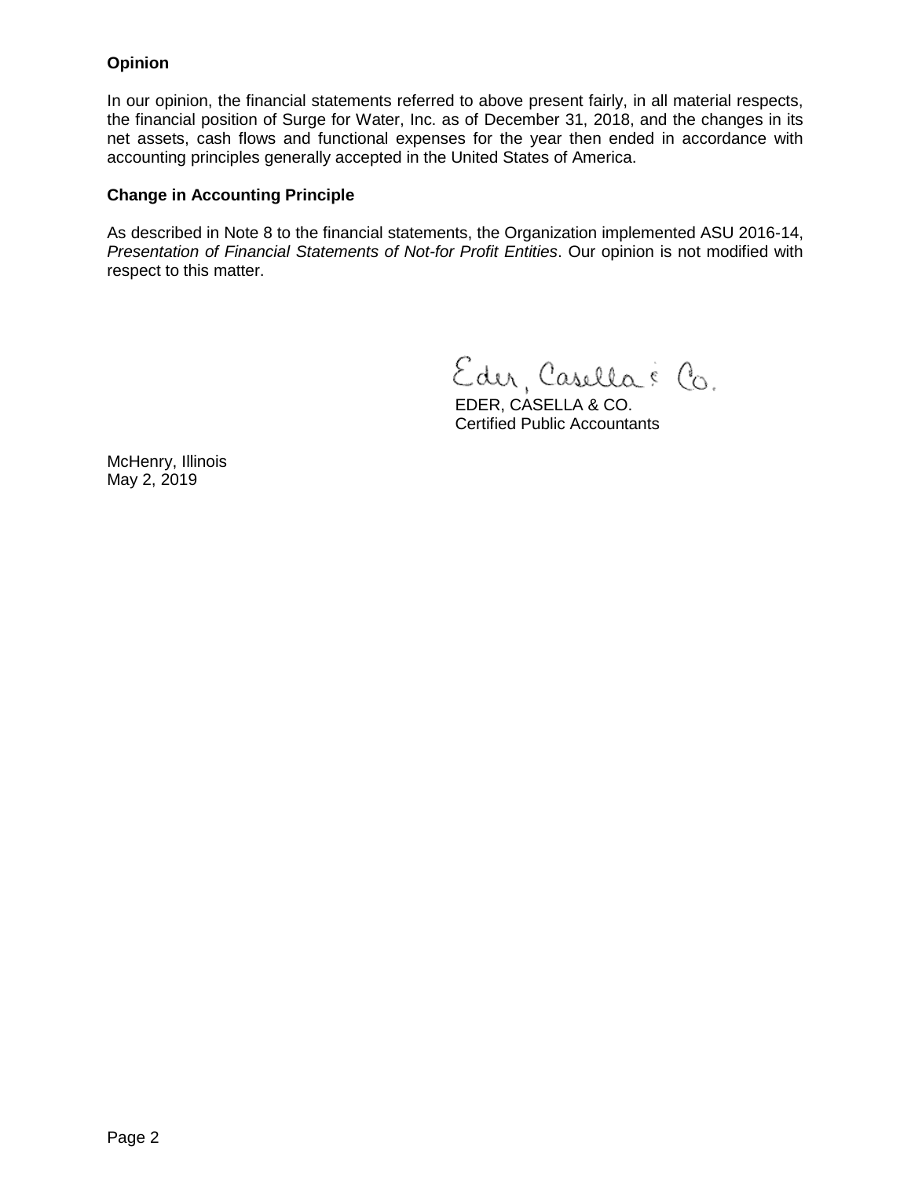**Opinion**

In our opinion, the financial statements referred to above present fairly, in all material respects, the financial position of Surge for Water, Inc. as of December 31, 2018, and the changes in its net assets, cash flows and functional expenses for the year then ended in accordance with accounting principles generally accepted in the United States of America.

**Change in Accounting Principle**

As described in Note 8 to the financial statements, the Organization implemented ASU 2016-14, *Presentation of Financial Statements of Not-for Profit Entities*. Our opinion is not modified with respect to this matter.

Eder, Casella & Co.

EDER, CASELLA & CO.
Certified Public Accountants

McHenry, Illinois
May 2, 2019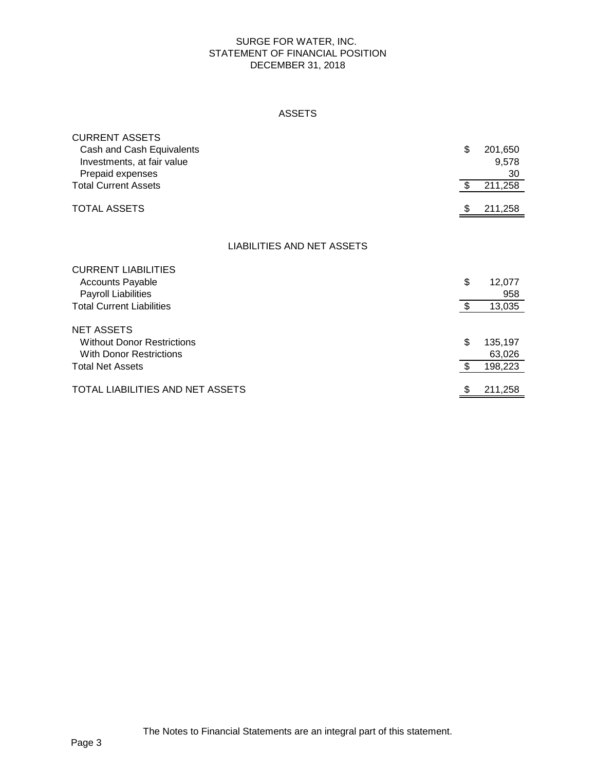# SURGE FOR WATER, INC.
## STATEMENT OF FINANCIAL POSITION
### DECEMBER 31, 2018

### ASSETS

| | | |
|---|---|---|
| **CURRENT ASSETS** | | |
| Cash and Cash Equivalents | $ | 201,650 |
| Investments, at fair value | | 9,578 |
| Prepaid expenses | | 30 |
| Total Current Assets | $ | 211,258 |
| | | |
| TOTAL ASSETS | $ | 211,258 |

### LIABILITIES AND NET ASSETS

| | | |
|---|---|---|
| **CURRENT LIABILITIES** | | |
| Accounts Payable | $ | 12,077 |
| Payroll Liabilities | | 958 |
| Total Current Liabilities | $ | 13,035 |
| | | |
| **NET ASSETS** | | |
| Without Donor Restrictions | $ | 135,197 |
| With Donor Restrictions | | 63,026 |
| Total Net Assets | $ | 198,223 |
| | | |
| TOTAL LIABILITIES AND NET ASSETS | $ | 211,258 |

The Notes to Financial Statements are an integral part of this statement.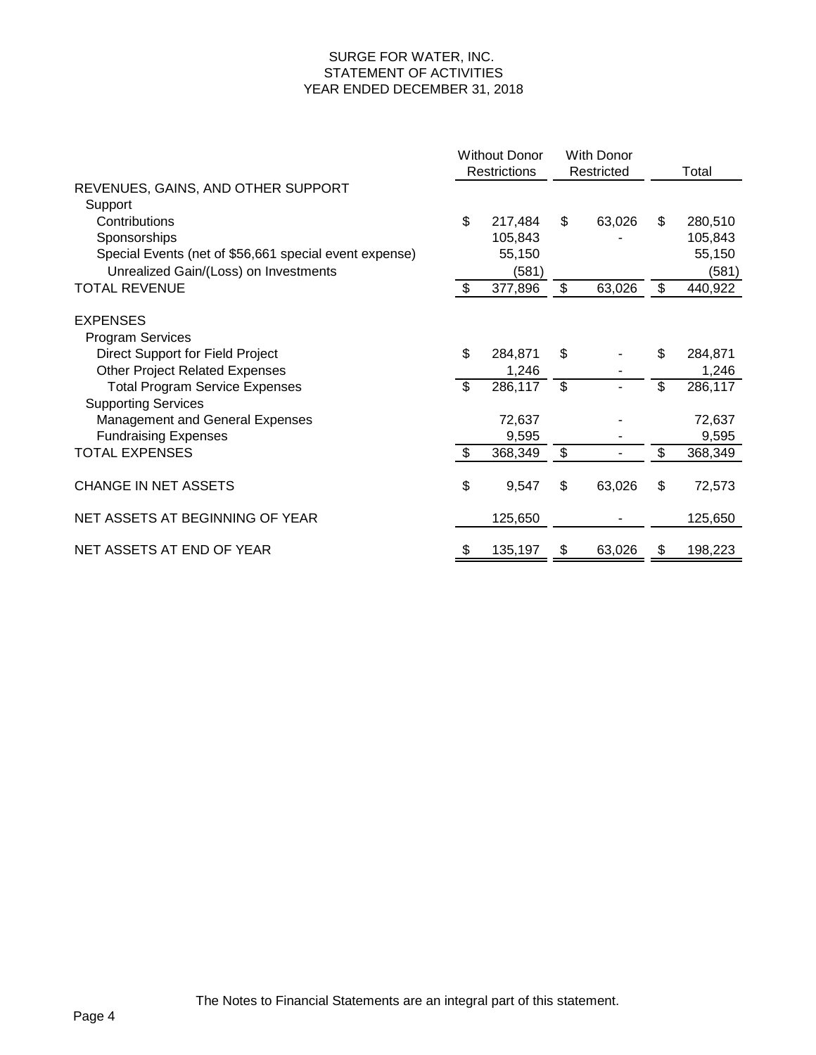# SURGE FOR WATER, INC.
## STATEMENT OF ACTIVITIES
### YEAR ENDED DECEMBER 31, 2018

| | Without Donor Restrictions | With Donor Restricted | Total |
|---|---|---|---|
| **REVENUES, GAINS, AND OTHER SUPPORT** | | | |
| Support | | | |
| Contributions | $ 217,484 | $ 63,026 | $ 280,510 |
| Sponsorships | 105,843 | - | 105,843 |
| Special Events (net of $56,661 special event expense) | 55,150 | | 55,150 |
| Unrealized Gain/(Loss) on Investments | (581) | | (581) |
| **TOTAL REVENUE** | $ 377,896 | $ 63,026 | $ 440,922 |
| **EXPENSES** | | | |
| Program Services | | | |
| Direct Support for Field Project | $ 284,871 | $ - | $ 284,871 |
| Other Project Related Expenses | 1,246 | - | 1,246 |
| Total Program Service Expenses | $ 286,117 | $ - | $ 286,117 |
| Supporting Services | | | |
| Management and General Expenses | 72,637 | - | 72,637 |
| Fundraising Expenses | 9,595 | - | 9,595 |
| **TOTAL EXPENSES** | $ 368,349 | $ - | $ 368,349 |
| **CHANGE IN NET ASSETS** | $ 9,547 | $ 63,026 | $ 72,573 |
| **NET ASSETS AT BEGINNING OF YEAR** | 125,650 | - | 125,650 |
| **NET ASSETS AT END OF YEAR** | $ 135,197 | $ 63,026 | $ 198,223 |

The Notes to Financial Statements are an integral part of this statement.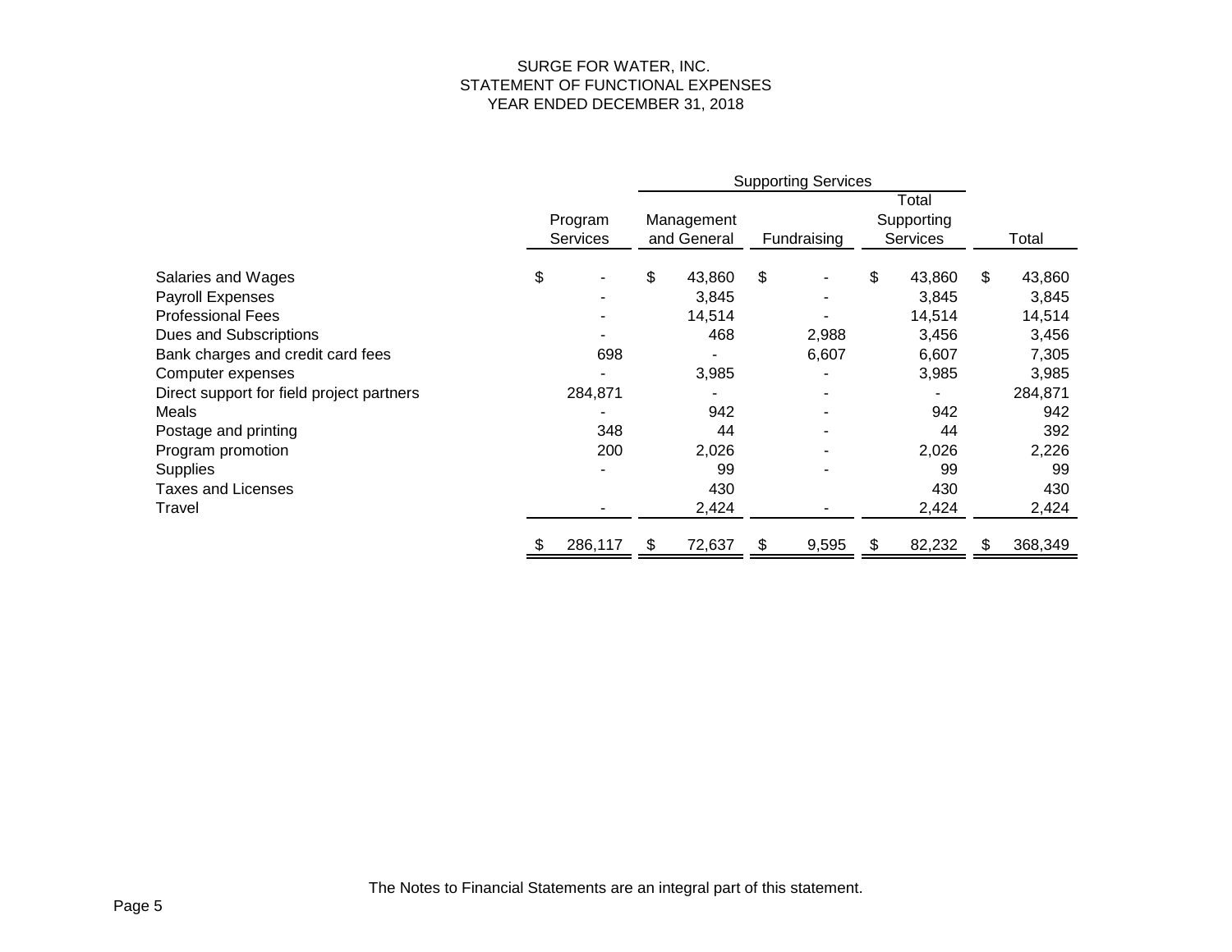# SURGE FOR WATER, INC.
## STATEMENT OF FUNCTIONAL EXPENSES
### YEAR ENDED DECEMBER 31, 2018

| | | Supporting Services | | | |
|---|---|---|---|---|---|
| | Program Services | Management and General | Fundraising | Total Supporting Services | Total |
| Salaries and Wages | $ - | $ 43,860 | $ - | $ 43,860 | $ 43,860 |
| Payroll Expenses | - | 3,845 | - | 3,845 | 3,845 |
| Professional Fees | - | 14,514 | - | 14,514 | 14,514 |
| Dues and Subscriptions | - | 468 | 2,988 | 3,456 | 3,456 |
| Bank charges and credit card fees | 698 | - | 6,607 | 6,607 | 7,305 |
| Computer expenses | - | 3,985 | - | 3,985 | 3,985 |
| Direct support for field project partners | 284,871 | - | - | - | 284,871 |
| Meals | - | 942 | - | 942 | 942 |
| Postage and printing | 348 | 44 | - | 44 | 392 |
| Program promotion | 200 | 2,026 | - | 2,026 | 2,226 |
| Supplies | - | 99 | - | 99 | 99 |
| Taxes and Licenses | | 430 | | 430 | 430 |
| Travel | - | 2,424 | - | 2,424 | 2,424 |
| | $ 286,117 | $ 72,637 | $ 9,595 | $ 82,232 | $ 368,349 |

The Notes to Financial Statements are an integral part of this statement.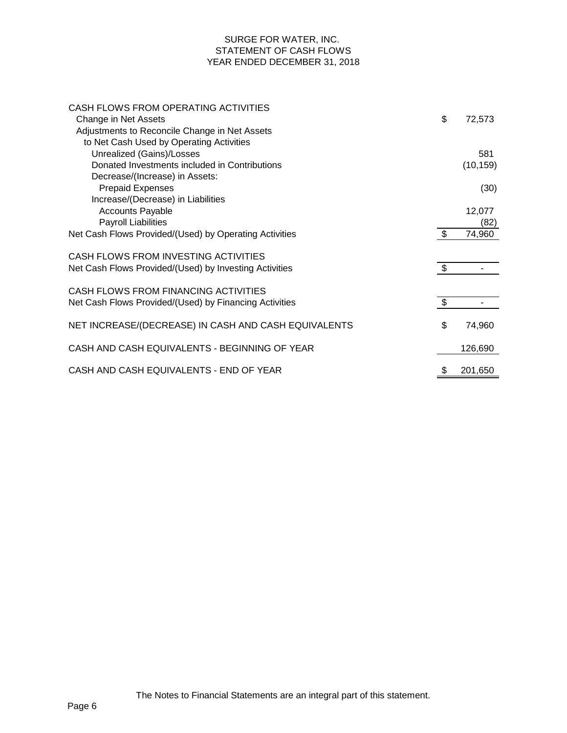# SURGE FOR WATER, INC.
## STATEMENT OF CASH FLOWS
### YEAR ENDED DECEMBER 31, 2018

| | |
|---|---|
| CASH FLOWS FROM OPERATING ACTIVITIES | |
| Change in Net Assets | $ 72,573 |
| Adjustments to Reconcile Change in Net Assets to Net Cash Used by Operating Activities | |
| Unrealized (Gains)/Losses | 581 |
| Donated Investments included in Contributions | (10,159) |
| Decrease/(Increase) in Assets: | |
| Prepaid Expenses | (30) |
| Increase/(Decrease) in Liabilities | |
| Accounts Payable | 12,077 |
| Payroll Liabilities | (82) |
| Net Cash Flows Provided/(Used) by Operating Activities | $ 74,960 |
| CASH FLOWS FROM INVESTING ACTIVITIES | |
| Net Cash Flows Provided/(Used) by Investing Activities | $ - |
| CASH FLOWS FROM FINANCING ACTIVITIES | |
| Net Cash Flows Provided/(Used) by Financing Activities | $ - |
| NET INCREASE/(DECREASE) IN CASH AND CASH EQUIVALENTS | $ 74,960 |
| CASH AND CASH EQUIVALENTS - BEGINNING OF YEAR | 126,690 |
| CASH AND CASH EQUIVALENTS - END OF YEAR | $ 201,650 |

The Notes to Financial Statements are an integral part of this statement.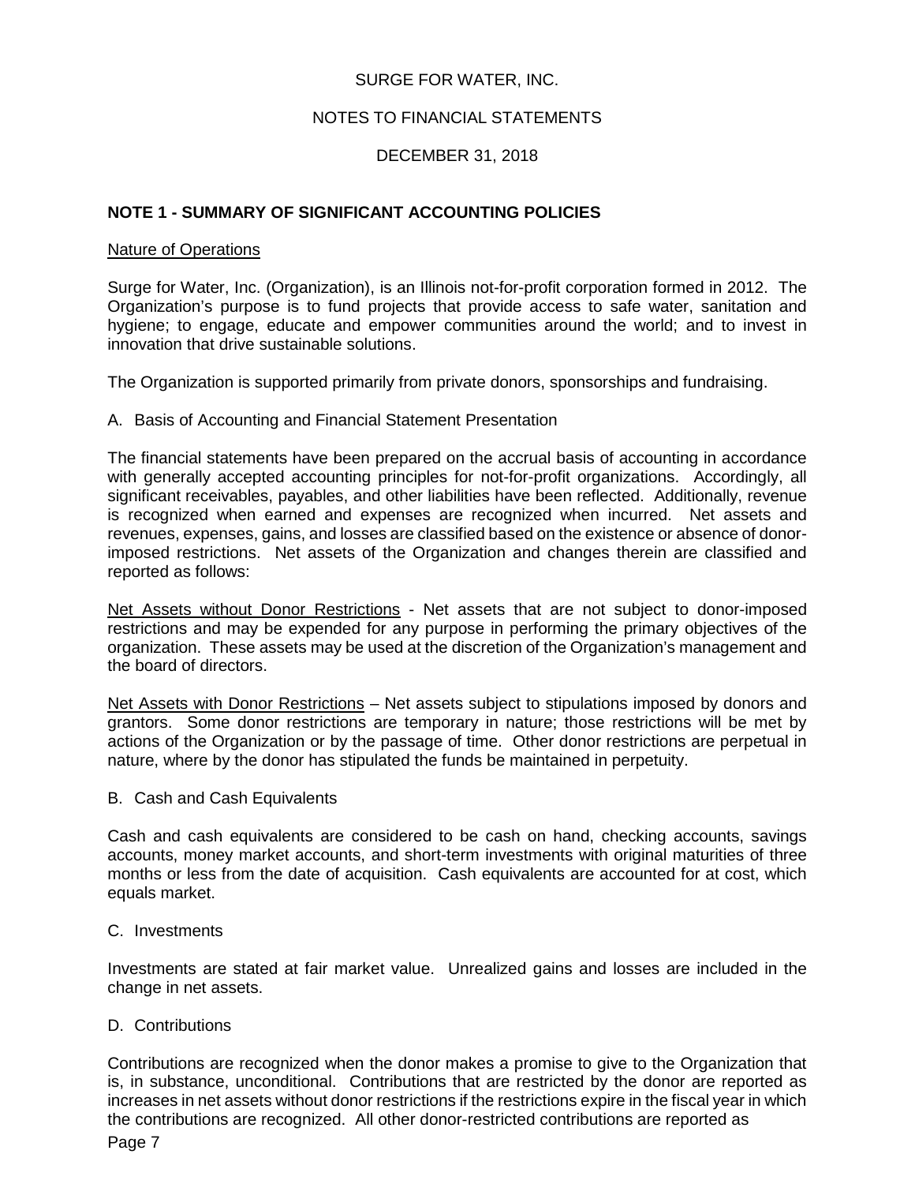SURGE FOR WATER, INC.

NOTES TO FINANCIAL STATEMENTS

DECEMBER 31, 2018

## NOTE 1 - SUMMARY OF SIGNIFICANT ACCOUNTING POLICIES

Nature of Operations

Surge for Water, Inc. (Organization), is an Illinois not-for-profit corporation formed in 2012. The Organization's purpose is to fund projects that provide access to safe water, sanitation and hygiene; to engage, educate and empower communities around the world; and to invest in innovation that drive sustainable solutions.

The Organization is supported primarily from private donors, sponsorships and fundraising.

A. Basis of Accounting and Financial Statement Presentation

The financial statements have been prepared on the accrual basis of accounting in accordance with generally accepted accounting principles for not-for-profit organizations. Accordingly, all significant receivables, payables, and other liabilities have been reflected. Additionally, revenue is recognized when earned and expenses are recognized when incurred. Net assets and revenues, expenses, gains, and losses are classified based on the existence or absence of donor-imposed restrictions. Net assets of the Organization and changes therein are classified and reported as follows:

Net Assets without Donor Restrictions - Net assets that are not subject to donor-imposed restrictions and may be expended for any purpose in performing the primary objectives of the organization. These assets may be used at the discretion of the Organization's management and the board of directors.

Net Assets with Donor Restrictions – Net assets subject to stipulations imposed by donors and grantors. Some donor restrictions are temporary in nature; those restrictions will be met by actions of the Organization or by the passage of time. Other donor restrictions are perpetual in nature, where by the donor has stipulated the funds be maintained in perpetuity.

B. Cash and Cash Equivalents

Cash and cash equivalents are considered to be cash on hand, checking accounts, savings accounts, money market accounts, and short-term investments with original maturities of three months or less from the date of acquisition. Cash equivalents are accounted for at cost, which equals market.

C. Investments

Investments are stated at fair market value. Unrealized gains and losses are included in the change in net assets.

D. Contributions

Contributions are recognized when the donor makes a promise to give to the Organization that is, in substance, unconditional. Contributions that are restricted by the donor are reported as increases in net assets without donor restrictions if the restrictions expire in the fiscal year in which the contributions are recognized. All other donor-restricted contributions are reported as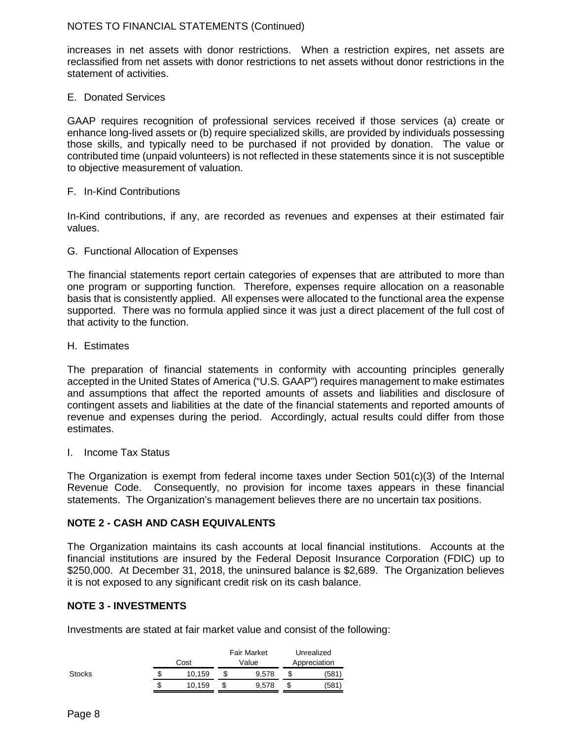NOTES TO FINANCIAL STATEMENTS (Continued)

increases in net assets with donor restrictions. When a restriction expires, net assets are reclassified from net assets with donor restrictions to net assets without donor restrictions in the statement of activities.

E. Donated Services

GAAP requires recognition of professional services received if those services (a) create or enhance long-lived assets or (b) require specialized skills, are provided by individuals possessing those skills, and typically need to be purchased if not provided by donation. The value or contributed time (unpaid volunteers) is not reflected in these statements since it is not susceptible to objective measurement of valuation.

F. In-Kind Contributions

In-Kind contributions, if any, are recorded as revenues and expenses at their estimated fair values.

G. Functional Allocation of Expenses

The financial statements report certain categories of expenses that are attributed to more than one program or supporting function. Therefore, expenses require allocation on a reasonable basis that is consistently applied. All expenses were allocated to the functional area the expense supported. There was no formula applied since it was just a direct placement of the full cost of that activity to the function.

H. Estimates

The preparation of financial statements in conformity with accounting principles generally accepted in the United States of America ("U.S. GAAP") requires management to make estimates and assumptions that affect the reported amounts of assets and liabilities and disclosure of contingent assets and liabilities at the date of the financial statements and reported amounts of revenue and expenses during the period. Accordingly, actual results could differ from those estimates.

I. Income Tax Status

The Organization is exempt from federal income taxes under Section 501(c)(3) of the Internal Revenue Code. Consequently, no provision for income taxes appears in these financial statements. The Organization's management believes there are no uncertain tax positions.

**NOTE 2 - CASH AND CASH EQUIVALENTS**

The Organization maintains its cash accounts at local financial institutions. Accounts at the financial institutions are insured by the Federal Deposit Insurance Corporation (FDIC) up to $250,000. At December 31, 2018, the uninsured balance is $2,689. The Organization believes it is not exposed to any significant credit risk on its cash balance.

**NOTE 3 - INVESTMENTS**

Investments are stated at fair market value and consist of the following:

| | Cost | Fair Market Value | Unrealized Appreciation |
|---|---|---|---|
| Stocks | $ 10,159 | $ 9,578 | $ (581) |
| | $ 10,159 | $ 9,578 | $ (581) |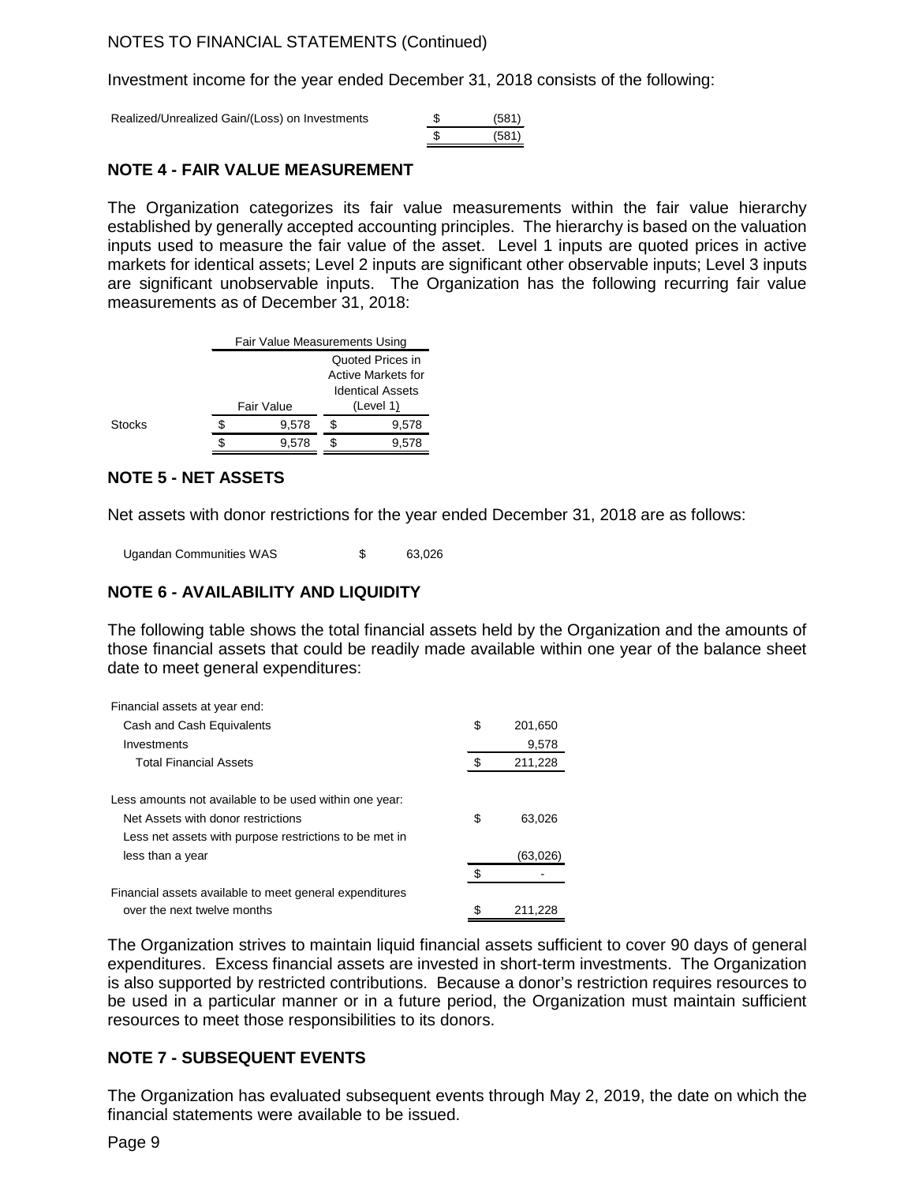NOTES TO FINANCIAL STATEMENTS (Continued)

Investment income for the year ended December 31, 2018 consists of the following:

| | | |
|---|---|---|
| Realized/Unrealized Gain/(Loss) on Investments | $ | (581) |
| | $ | (581) |

## NOTE 4 - FAIR VALUE MEASUREMENT

The Organization categorizes its fair value measurements within the fair value hierarchy established by generally accepted accounting principles. The hierarchy is based on the valuation inputs used to measure the fair value of the asset. Level 1 inputs are quoted prices in active markets for identical assets; Level 2 inputs are significant other observable inputs; Level 3 inputs are significant unobservable inputs. The Organization has the following recurring fair value measurements as of December 31, 2018:

| | Fair Value Measurements Using | |
|---|---|---|
| | Fair Value | Quoted Prices in Active Markets for Identical Assets (Level 1) |
| Stocks | $ 9,578 | $ 9,578 |
| | $ 9,578 | $ 9,578 |

## NOTE 5 - NET ASSETS

Net assets with donor restrictions for the year ended December 31, 2018 are as follows:

| | |
|---|---|
| Ugandan Communities WAS | $ 63,026 |

## NOTE 6 - AVAILABILITY AND LIQUIDITY

The following table shows the total financial assets held by the Organization and the amounts of those financial assets that could be readily made available within one year of the balance sheet date to meet general expenditures:

| | |
|---|---|
| Financial assets at year end: | |
| Cash and Cash Equivalents | $ 201,650 |
| Investments | 9,578 |
| Total Financial Assets | $ 211,228 |
| | |
| Less amounts not available to be used within one year: | |
| Net Assets with donor restrictions | $ 63,026 |
| Less net assets with purpose restrictions to be met in less than a year | (63,026) |
| | $ - |
| Financial assets available to meet general expenditures over the next twelve months | $ 211,228 |

The Organization strives to maintain liquid financial assets sufficient to cover 90 days of general expenditures. Excess financial assets are invested in short-term investments. The Organization is also supported by restricted contributions. Because a donor's restriction requires resources to be used in a particular manner or in a future period, the Organization must maintain sufficient resources to meet those responsibilities to its donors.

## NOTE 7 - SUBSEQUENT EVENTS

The Organization has evaluated subsequent events through May 2, 2019, the date on which the financial statements were available to be issued.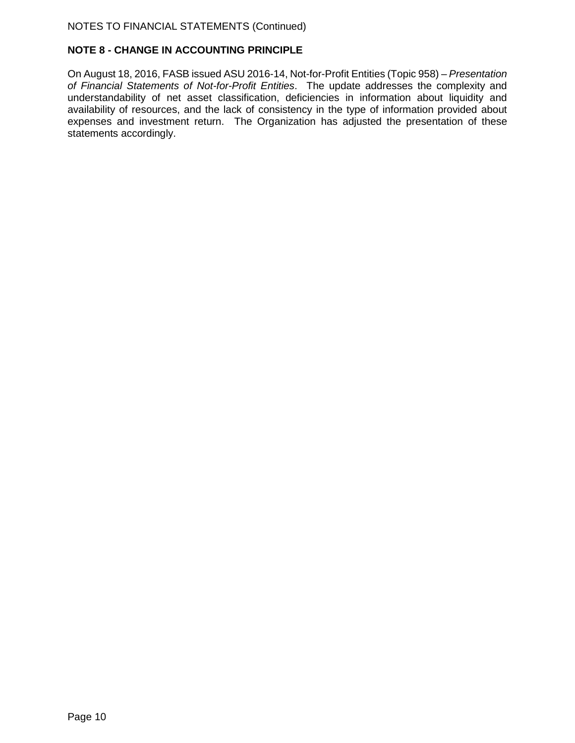## NOTE 8 - CHANGE IN ACCOUNTING PRINCIPLE

On August 18, 2016, FASB issued ASU 2016-14, Not-for-Profit Entities (Topic 958) – *Presentation of Financial Statements of Not-for-Profit Entities*. The update addresses the complexity and understandability of net asset classification, deficiencies in information about liquidity and availability of resources, and the lack of consistency in the type of information provided about expenses and investment return. The Organization has adjusted the presentation of these statements accordingly.